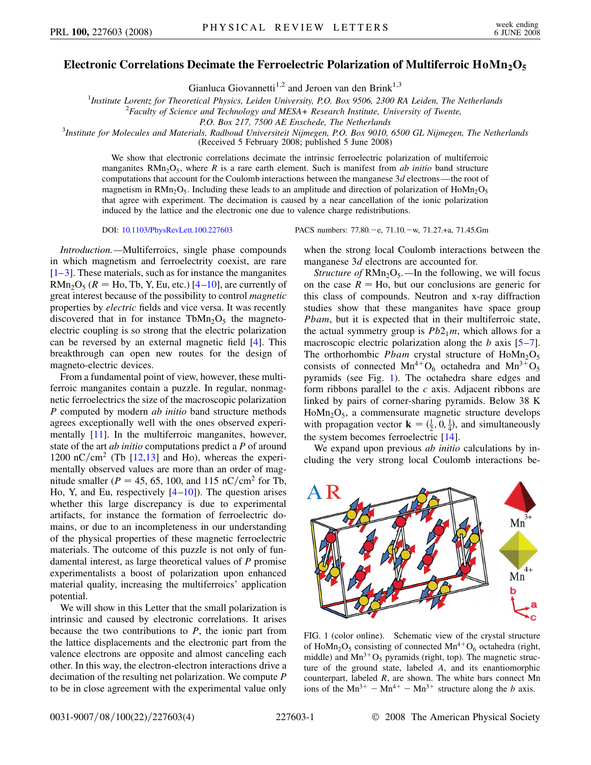# Electronic Correlations Decimate the Ferroelectric Polarization of Multiferroic $HoMn_2O_5$

Gianluca Giovannetti[1,2] and Jeroen van den Brink[1,3]

[1]*Institute Lorentz for Theoretical Physics, Leiden University, P.O. Box 9506, 2300 RA Leiden, The Netherlands*
[2]*Faculty of Science and Technology and MESA+ Research Institute, University of Twente, P.O. Box 217, 7500 AE Enschede, The Netherlands*
[3]*Institute for Molecules and Materials, Radboud Universiteit Nijmegen, P.O. Box 9010, 6500 GL Nijmegen, The Netherlands*
(Received 5 February 2008; published 5 June 2008)

We show that electronic correlations decimate the intrinsic ferroelectric polarization of multiferroic manganites $RMn_2O_5$, where $R$ is a rare earth element. Such is manifest from *ab initio* band structure computations that account for the Coulomb interactions between the manganese 3$d$ electrons—the root of magnetism in $RMn_2O_5$. Including these leads to an amplitude and direction of polarization of $HoMn_2O_5$ that agree with experiment. The decimation is caused by a near cancellation of the ionic polarization induced by the lattice and the electronic one due to valence charge redistributions.

DOI: 10.1103/PhysRevLett.100.227603 PACS numbers: 77.80.−e, 71.10.−w, 71.27.+a, 71.45.Gm

*Introduction.*—Multiferroics, single phase compounds in which magnetism and ferroelectricity coexist, are rare [1–3]. These materials, such as for instance the manganites $RMn_2O_5$ ($R$ = Ho, Tb, Y, Eu, etc.) [4–10], are currently of great interest because of the possibility to control *magnetic* properties by *electric* fields and vice versa. It was recently discovered that in for instance $TbMn_2O_5$ the magnetoelectric coupling is so strong that the electric polarization can be reversed by an external magnetic field [4]. This breakthrough can open new routes for the design of magneto-electric devices.

From a fundamental point of view, however, these multiferroic manganites contain a puzzle. In regular, nonmagnetic ferroelectrics the size of the macroscopic polarization $P$ computed by modern *ab initio* band structure methods agrees exceptionally well with the ones observed experimentally [11]. In the multiferroic manganites, however, state of the art *ab initio* computations predict a $P$ of around 1200 $nC/cm^2$ (Tb [12,13] and Ho), whereas the experimentally observed values are more than an order of magnitude smaller ($P$ = 45, 65, 100, and 115 $nC/cm^2$ for Tb, Ho, Y, and Eu, respectively [4–10]). The question arises whether this large discrepancy is due to experimental artifacts, for instance the formation of ferroelectric domains, or due to an incompleteness in our understanding of the physical properties of these magnetic ferroelectric materials. The outcome of this puzzle is not only of fundamental interest, as large theoretical values of $P$ promise experimentalists a boost of polarization upon enhanced material quality, increasing the multiferroics' application potential.

We will show in this Letter that the small polarization is intrinsic and caused by electronic correlations. It arises because the two contributions to $P$, the ionic part from the lattice displacements and the electronic part from the valence electrons are opposite and almost canceling each other. In this way, the electron-electron interactions drive a decimation of the resulting net polarization. We compute $P$ to be in close agreement with the experimental value only when the strong local Coulomb interactions between the manganese 3$d$ electrons are accounted for.

*Structure of* $RMn_2O_5$.—In the following, we will focus on the case $R$ = Ho, but our conclusions are generic for this class of compounds. Neutron and x-ray diffraction studies show that these manganites have space group $Pbam$, but it is expected that in their multiferroic state, the actual symmetry group is $Pb2_1m$, which allows for a macroscopic electric polarization along the $b$ axis [5–7]. The orthorhombic $Pbam$ crystal structure of $HoMn_2O_5$ consists of connected $Mn^{4+}O_6$ octahedra and $Mn^{3+}O_5$ pyramids (see Fig. 1). The octahedra share edges and form ribbons parallel to the $c$ axis. Adjacent ribbons are linked by pairs of corner-sharing pyramids. Below 38 K $HoMn_2O_5$, a commensurate magnetic structure develops with propagation vector $\mathbf{k} = (\frac{1}{2}, 0, \frac{1}{4})$, and simultaneously the system becomes ferroelectric [14].

We expand upon previous *ab initio* calculations by including the very strong local Coulomb interactions be-

FIG. 1 (color online). Schematic view of the crystal structure of $HoMn_2O_5$ consisting of connected $Mn^{4+}O_6$ octahedra (right, middle) and $Mn^{3+}O_5$ pyramids (right, top). The magnetic structure of the ground state, labeled $A$, and its enantiomorphic counterpart, labeled $R$, are shown. The white bars connect Mn ions of the $Mn^{3+}-Mn^{4+}-Mn^{3+}$ structure along the $b$ axis.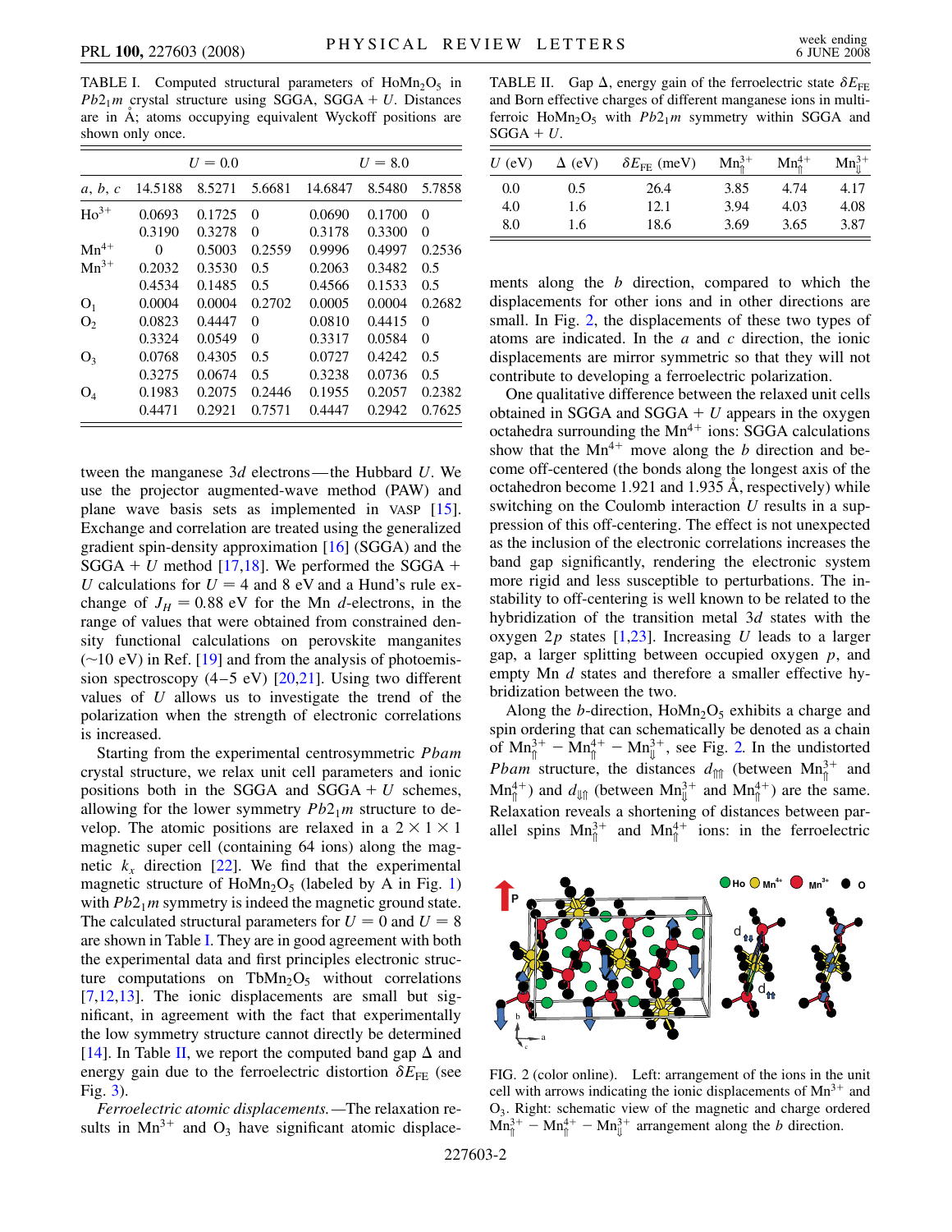TABLE I. Computed structural parameters of $HoMn_2O_5$ in $Pb2_1m$ crystal structure using SGGA, SGGA + $U$. Distances are in Å; atoms occupying equivalent Wyckoff positions are shown only once.

| | $U = 0.0$ | | | $U = 8.0$ | | |
|---|---|---|---|---|---|---|
| $a$, $b$, $c$ | 14.5188 | 8.5271 | 5.6681 | 14.6847 | 8.5480 | 5.7858 |
| $Ho^{3+}$ | 0.0693 | 0.1725 | 0 | 0.0690 | 0.1700 | 0 |
| | 0.3190 | 0.3278 | 0 | 0.3178 | 0.3300 | 0 |
| $Mn^{4+}$ | 0 | 0.5003 | 0.2559 | 0.9996 | 0.4997 | 0.2536 |
| $Mn^{3+}$ | 0.2032 | 0.3530 | 0.5 | 0.2063 | 0.3482 | 0.5 |
| | 0.4534 | 0.1485 | 0.5 | 0.4566 | 0.1533 | 0.5 |
| $O_1$ | 0.0004 | 0.0004 | 0.2702 | 0.0005 | 0.0004 | 0.2682 |
| $O_2$ | 0.0823 | 0.4447 | 0 | 0.0810 | 0.4415 | 0 |
| | 0.3324 | 0.0549 | 0 | 0.3317 | 0.0584 | 0 |
| $O_3$ | 0.0768 | 0.4305 | 0.5 | 0.0727 | 0.4242 | 0.5 |
| | 0.3275 | 0.0674 | 0.5 | 0.3238 | 0.0736 | 0.5 |
| $O_4$ | 0.1983 | 0.2075 | 0.2446 | 0.1955 | 0.2057 | 0.2382 |
| | 0.4471 | 0.2921 | 0.7571 | 0.4447 | 0.2942 | 0.7625 |

tween the manganese $3d$ electrons—the Hubbard $U$. We use the projector augmented-wave method (PAW) and plane wave basis sets as implemented in VASP [15]. Exchange and correlation are treated using the generalized gradient spin-density approximation [16] (SGGA) and the SGGA + $U$ method [17,18]. We performed the SGGA + $U$ calculations for $U = 4$ and 8 eV and a Hund's rule exchange of $J_H = 0.88$ eV for the Mn $d$-electrons, in the range of values that were obtained from constrained density functional calculations on perovskite manganites (~10 eV) in Ref. [19] and from the analysis of photoemission spectroscopy (4–5 eV) [20,21]. Using two different values of $U$ allows us to investigate the trend of the polarization when the strength of electronic correlations is increased.

Starting from the experimental centrosymmetric $Pbam$ crystal structure, we relax unit cell parameters and ionic positions both in the SGGA and SGGA + $U$ schemes, allowing for the lower symmetry $Pb2_1m$ structure to develop. The atomic positions are relaxed in a $2 \times 1 \times 1$ magnetic super cell (containing 64 ions) along the magnetic $k_x$ direction [22]. We find that the experimental magnetic structure of $HoMn_2O_5$ (labeled by A in Fig. 1) with $Pb2_1m$ symmetry is indeed the magnetic ground state. The calculated structural parameters for $U = 0$ and $U = 8$ are shown in Table I. They are in good agreement with both the experimental data and first principles electronic structure computations on $TbMn_2O_5$ without correlations [7,12,13]. The ionic displacements are small but significant, in agreement with the fact that experimentally the low symmetry structure cannot directly be determined [14]. In Table II, we report the computed band gap $\Delta$ and energy gain due to the ferroelectric distortion $\delta E_{FE}$ (see Fig. 3).

*Ferroelectric atomic displacements.*—The relaxation results in $Mn^{3+}$ and $O_3$ have significant atomic displacements along the $b$ direction, compared to which the displacements for other ions and in other directions are small. In Fig. 2, the displacements of these two types of atoms are indicated. In the $a$ and $c$ direction, the ionic displacements are mirror symmetric so that they will not contribute to developing a ferroelectric polarization.

TABLE II. Gap $\Delta$, energy gain of the ferroelectric state $\delta E_{FE}$ and Born effective charges of different manganese ions in multiferroic $HoMn_2O_5$ with $Pb2_1m$ symmetry within SGGA and SGGA + $U$.

| $U$ (eV) | $\Delta$ (eV) | $\delta E_{FE}$ (meV) | $Mn^{3+}_{\Uparrow}$ | $Mn^{4+}_{\Uparrow}$ | $Mn^{3+}_{\Downarrow}$ |
|---|---|---|---|---|---|
| 0.0 | 0.5 | 26.4 | 3.85 | 4.74 | 4.17 |
| 4.0 | 1.6 | 12.1 | 3.94 | 4.03 | 4.08 |
| 8.0 | 1.6 | 18.6 | 3.69 | 3.65 | 3.87 |

One qualitative difference between the relaxed unit cells obtained in SGGA and SGGA + $U$ appears in the oxygen octahedra surrounding the $Mn^{4+}$ ions: SGGA calculations show that the $Mn^{4+}$ move along the $b$ direction and become off-centered (the bonds along the longest axis of the octahedron become 1.921 and 1.935 Å, respectively) while switching on the Coulomb interaction $U$ results in a suppression of this off-centering. The effect is not unexpected as the inclusion of the electronic correlations increases the band gap significantly, rendering the electronic system more rigid and less susceptible to perturbations. The instability to off-centering is well known to be related to the hybridization of the transition metal $3d$ states with the oxygen $2p$ states [1,23]. Increasing $U$ leads to a larger gap, a larger splitting between occupied oxygen $p$, and empty Mn $d$ states and therefore a smaller effective hybridization between the two.

Along the $b$-direction, $HoMn_2O_5$ exhibits a charge and spin ordering that can schematically be denoted as a chain of $Mn^{3+}_{\Uparrow} - Mn^{4+}_{\Uparrow} - Mn^{3+}_{\Downarrow}$, see Fig. 2. In the undistorted $Pbam$ structure, the distances $d_{\Uparrow\Uparrow}$ (between $Mn^{3+}_{\Uparrow}$ and $Mn^{4+}_{\Uparrow}$) and $d_{\Downarrow\Uparrow}$ (between $Mn^{3+}_{\Downarrow}$ and $Mn^{4+}_{\Uparrow}$) are the same. Relaxation reveals a shortening of distances between parallel spins $Mn^{3+}_{\Uparrow}$ and $Mn^{4+}_{\Uparrow}$ ions: in the ferroelectric

FIG. 2 (color online). Left: arrangement of the ions in the unit cell with arrows indicating the ionic displacements of $Mn^{3+}$ and $O_3$. Right: schematic view of the magnetic and charge ordered $Mn^{3+}_{\Uparrow} - Mn^{4+}_{\Uparrow} - Mn^{3+}_{\Downarrow}$ arrangement along the $b$ direction.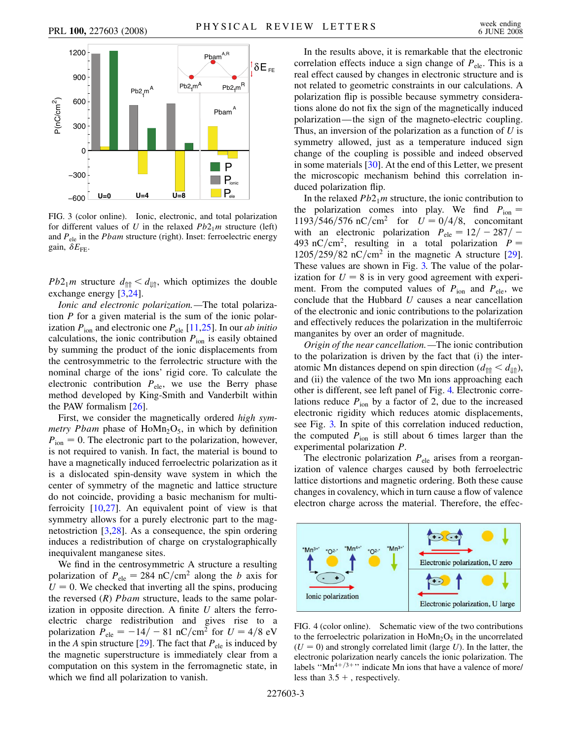FIG. 3 (color online). Ionic, electronic, and total polarization for different values of $U$ in the relaxed $Pb2_1m$ structure (left) and $P_{ele}$ in the $Pbam$ structure (right). Inset: ferroelectric energy gain, $\delta E_{FE}$.

$Pb2_1m$ structure $d_{\Uparrow\Uparrow} < d_{\Downarrow\Uparrow}$, which optimizes the double exchange energy [3,24].

*Ionic and electronic polarization.*—The total polarization $P$ for a given material is the sum of the ionic polarization $P_{ion}$ and electronic one $P_{ele}$ [11,25]. In our *ab initio* calculations, the ionic contribution $P_{ion}$ is easily obtained by summing the product of the ionic displacements from the centrosymmetric to the ferrolectric structure with the nominal charge of the ions' rigid core. To calculate the electronic contribution $P_{ele}$, we use the Berry phase method developed by King-Smith and Vanderbilt within the PAW formalism [26].

First, we consider the magnetically ordered *high symmetry Pbam* phase of $HoMn_2O_5$, in which by definition $P_{ion} = 0$. The electronic part to the polarization, however, is not required to vanish. In fact, the material is bound to have a magnetically induced ferroelectric polarization as it is a dislocated spin-density wave system in which the center of symmetry of the magnetic and lattice structure do not coincide, providing a basic mechanism for multiferroicity [10,27]. An equivalent point of view is that symmetry allows for a purely electronic part to the magnetostriction [3,28]. As a consequence, the spin ordering induces a redistribution of charge on crystalographically inequivalent manganese sites.

We find in the centrosymmetric A structure a resulting polarization of $P_{ele} = 284$ nC/cm$^2$ along the $b$ axis for $U = 0$. We checked that inverting all the spins, producing the reversed ($R$) $Pbam$ structure, leads to the same polarization in opposite direction. A finite $U$ alters the ferroelectric charge redistribution and gives rise to a polarization $P_{ele} = -14/-81$ nC/cm$^2$ for $U = 4/8$ eV in the $A$ spin structure [29]. The fact that $P_{ele}$ is induced by the magnetic superstructure is immediately clear from a computation on this system in the ferromagnetic state, in which we find all polarization to vanish.

In the results above, it is remarkable that the electronic correlation effects induce a sign change of $P_{ele}$. This is a real effect caused by changes in electronic structure and is not related to geometric constraints in our calculations. A polarization flip is possible because symmetry considerations alone do not fix the sign of the magnetically induced polarization—the sign of the magneto-electric coupling. Thus, an inversion of the polarization as a function of $U$ is symmetry allowed, just as a temperature induced sign change of the coupling is possible and indeed observed in some materials [30]. At the end of this Letter, we present the microscopic mechanism behind this correlation induced polarization flip.

In the relaxed $Pb2_1m$ structure, the ionic contribution to the polarization comes into play. We find $P_{ion} = 1193/546/576$ nC/cm$^2$ for $U = 0/4/8$, concomitant with an electronic polarization $P_{ele} = 12/-287/-493$ nC/cm$^2$, resulting in a total polarization $P = 1205/259/82$ nC/cm$^2$ in the magnetic A structure [29]. These values are shown in Fig. 3. The value of the polarization for $U = 8$ is in very good agreement with experiment. From the computed values of $P_{ion}$ and $P_{ele}$, we conclude that the Hubbard $U$ causes a near cancellation of the electronic and ionic contributions to the polarization and effectively reduces the polarization in the multiferroic manganites by over an order of magnitude.

*Origin of the near cancellation.*—The ionic contribution to the polarization is driven by the fact that (i) the interatomic Mn distances depend on spin direction ($d_{\Uparrow\Uparrow} < d_{\Downarrow\Uparrow}$), and (ii) the valence of the two Mn ions approaching each other is different, see left panel of Fig. 4. Electronic correlations reduce $P_{ion}$ by a factor of 2, due to the increased electronic rigidity which reduces atomic displacements, see Fig. 3. In spite of this correlation induced reduction, the computed $P_{ion}$ is still about 6 times larger than the experimental polarization $P$.

The electronic polarization $P_{ele}$ arises from a reorganization of valence charges caused by both ferroelectric lattice distortions and magnetic ordering. Both these cause changes in covalency, which in turn cause a flow of valence electron charge across the material. Therefore, the effec-

FIG. 4 (color online). Schematic view of the two contributions to the ferroelectric polarization in $HoMn_2O_5$ in the uncorrelated ($U = 0$) and strongly correlated limit (large $U$). In the latter, the electronic polarization nearly cancels the ionic polarization. The labels "$Mn^{4+/3+}$" indicate Mn ions that have a valence of more/less than 3.5 +, respectively.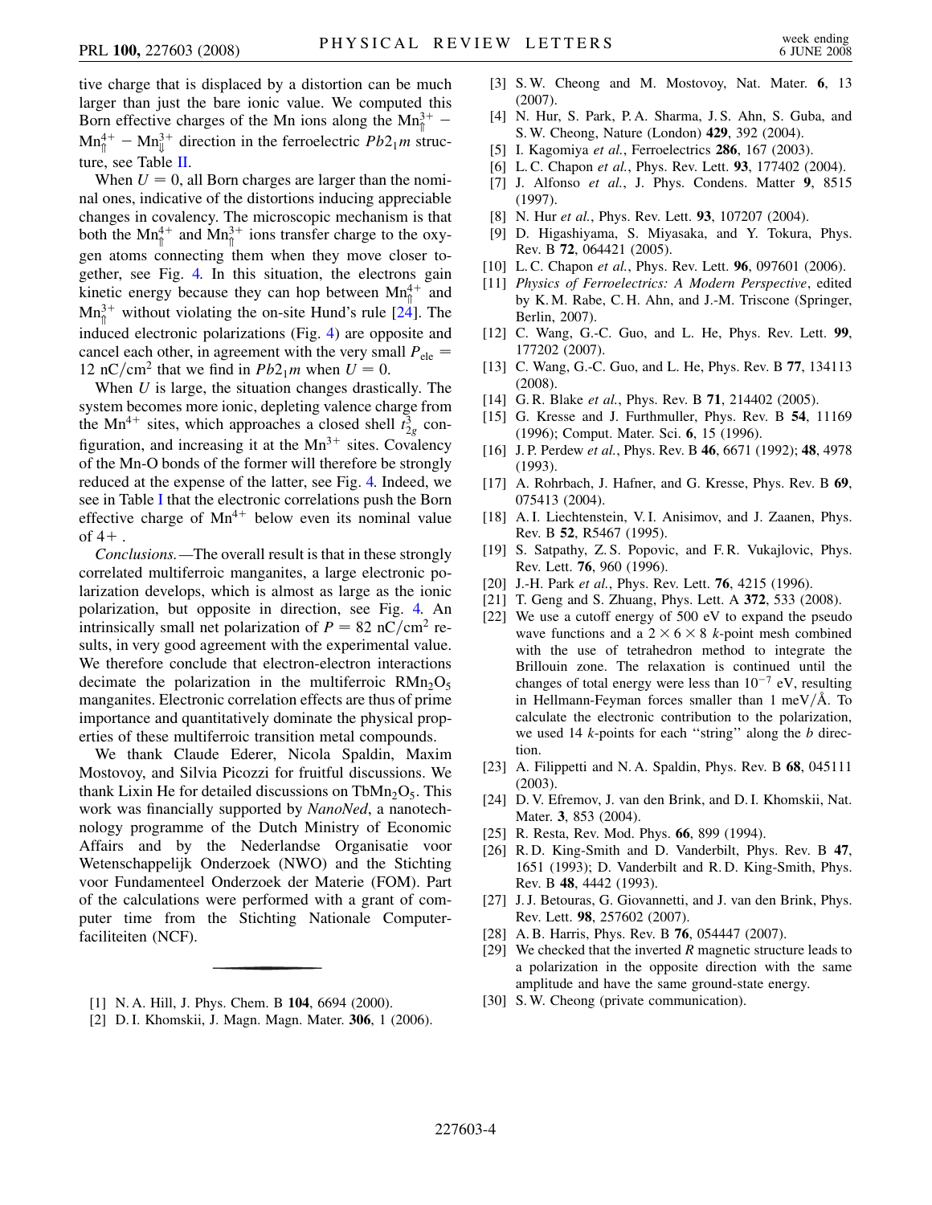tive charge that is displaced by a distortion can be much larger than just the bare ionic value. We computed this Born effective charges of the Mn ions along the $Mn^{3+}_{\Uparrow} - Mn^{4+}_{\Uparrow} - Mn^{3+}_{\Downarrow}$ direction in the ferroelectric $Pb2_1m$ structure, see Table II.

When $U = 0$, all Born charges are larger than the nominal ones, indicative of the distortions inducing appreciable changes in covalency. The microscopic mechanism is that both the $Mn^{4+}_{\Uparrow}$ and $Mn^{3+}_{\Uparrow}$ ions transfer charge to the oxygen atoms connecting them when they move closer together, see Fig. 4. In this situation, the electrons gain kinetic energy because they can hop between $Mn^{4+}_{\Uparrow}$ and $Mn^{3+}_{\Uparrow}$ without violating the on-site Hund's rule [24]. The induced electronic polarizations (Fig. 4) are opposite and cancel each other, in agreement with the very small $P_{ele} = 12$ nC/cm$^2$ that we find in $Pb2_1m$ when $U = 0$.

When $U$ is large, the situation changes drastically. The system becomes more ionic, depleting valence charge from the $Mn^{4+}$ sites, which approaches a closed shell $t^3_{2g}$ configuration, and increasing it at the $Mn^{3+}$ sites. Covalency of the Mn-O bonds of the former will therefore be strongly reduced at the expense of the latter, see Fig. 4. Indeed, we see in Table I that the electronic correlations push the Born effective charge of $Mn^{4+}$ below even its nominal value of 4+ .

*Conclusions.*—The overall result is that in these strongly correlated multiferroic manganites, a large electronic polarization develops, which is almost as large as the ionic polarization, but opposite in direction, see Fig. 4. An intrinsically small net polarization of $P = 82$ nC/cm$^2$ results, in very good agreement with the experimental value. We therefore conclude that electron-electron interactions decimate the polarization in the multiferroic $RMn_2O_5$ manganites. Electronic correlation effects are thus of prime importance and quantitatively dominate the physical properties of these multiferroic transition metal compounds.

We thank Claude Ederer, Nicola Spaldin, Maxim Mostovoy, and Silvia Picozzi for fruitful discussions. We thank Lixin He for detailed discussions on $TbMn_2O_5$. This work was financially supported by *NanoNed*, a nanotechnology programme of the Dutch Ministry of Economic Affairs and by the Nederlandse Organisatie voor Wetenschappelijk Onderzoek (NWO) and the Stichting voor Fundamenteel Onderzoek der Materie (FOM). Part of the calculations were performed with a grant of computer time from the Stichting Nationale Computerfaciliteiten (NCF).

---

[1] N. A. Hill, J. Phys. Chem. B **104**, 6694 (2000).
[2] D. I. Khomskii, J. Magn. Magn. Mater. **306**, 1 (2006).
[3] S. W. Cheong and M. Mostovoy, Nat. Mater. **6**, 13 (2007).
[4] N. Hur, S. Park, P. A. Sharma, J. S. Ahn, S. Guba, and S. W. Cheong, Nature (London) **429**, 392 (2004).
[5] I. Kagomiya *et al.*, Ferroelectrics **286**, 167 (2003).
[6] L. C. Chapon *et al.*, Phys. Rev. Lett. **93**, 177402 (2004).
[7] J. Alfonso *et al.*, J. Phys. Condens. Matter **9**, 8515 (1997).
[8] N. Hur *et al.*, Phys. Rev. Lett. **93**, 107207 (2004).
[9] D. Higashiyama, S. Miyasaka, and Y. Tokura, Phys. Rev. B **72**, 064421 (2005).
[10] L. C. Chapon *et al.*, Phys. Rev. Lett. **96**, 097601 (2006).
[11] *Physics of Ferroelectrics: A Modern Perspective*, edited by K. M. Rabe, C. H. Ahn, and J.-M. Triscone (Springer, Berlin, 2007).
[12] C. Wang, G.-C. Guo, and L. He, Phys. Rev. Lett. **99**, 177202 (2007).
[13] C. Wang, G.-C. Guo, and L. He, Phys. Rev. B **77**, 134113 (2008).
[14] G. R. Blake *et al.*, Phys. Rev. B **71**, 214402 (2005).
[15] G. Kresse and J. Furthmuller, Phys. Rev. B **54**, 11169 (1996); Comput. Mater. Sci. **6**, 15 (1996).
[16] J. P. Perdew *et al.*, Phys. Rev. B **46**, 6671 (1992); **48**, 4978 (1993).
[17] A. Rohrbach, J. Hafner, and G. Kresse, Phys. Rev. B **69**, 075413 (2004).
[18] A. I. Liechtenstein, V. I. Anisimov, and J. Zaanen, Phys. Rev. B **52**, R5467 (1995).
[19] S. Satpathy, Z. S. Popovic, and F. R. Vukajlovic, Phys. Rev. Lett. **76**, 960 (1996).
[20] J.-H. Park *et al.*, Phys. Rev. Lett. **76**, 4215 (1996).
[21] T. Geng and S. Zhuang, Phys. Lett. A **372**, 533 (2008).
[22] We use a cutoff energy of 500 eV to expand the pseudo wave functions and a $2 \times 6 \times 8$ $k$-point mesh combined with the use of tetrahedron method to integrate the Brillouin zone. The relaxation is continued until the changes of total energy were less than $10^{-7}$ eV, resulting in Hellmann-Feyman forces smaller than 1 meV/Å. To calculate the electronic contribution to the polarization, we used 14 $k$-points for each "string" along the $b$ direction.
[23] A. Filippetti and N. A. Spaldin, Phys. Rev. B **68**, 045111 (2003).
[24] D. V. Efremov, J. van den Brink, and D. I. Khomskii, Nat. Mater. **3**, 853 (2004).
[25] R. Resta, Rev. Mod. Phys. **66**, 899 (1994).
[26] R. D. King-Smith and D. Vanderbilt, Phys. Rev. B **47**, 1651 (1993); D. Vanderbilt and R. D. King-Smith, Phys. Rev. B **48**, 4442 (1993).
[27] J. J. Betouras, G. Giovannetti, and J. van den Brink, Phys. Rev. Lett. **98**, 257602 (2007).
[28] A. B. Harris, Phys. Rev. B **76**, 054447 (2007).
[29] We checked that the inverted $R$ magnetic structure leads to a polarization in the opposite direction with the same amplitude and have the same ground-state energy.
[30] S. W. Cheong (private communication).